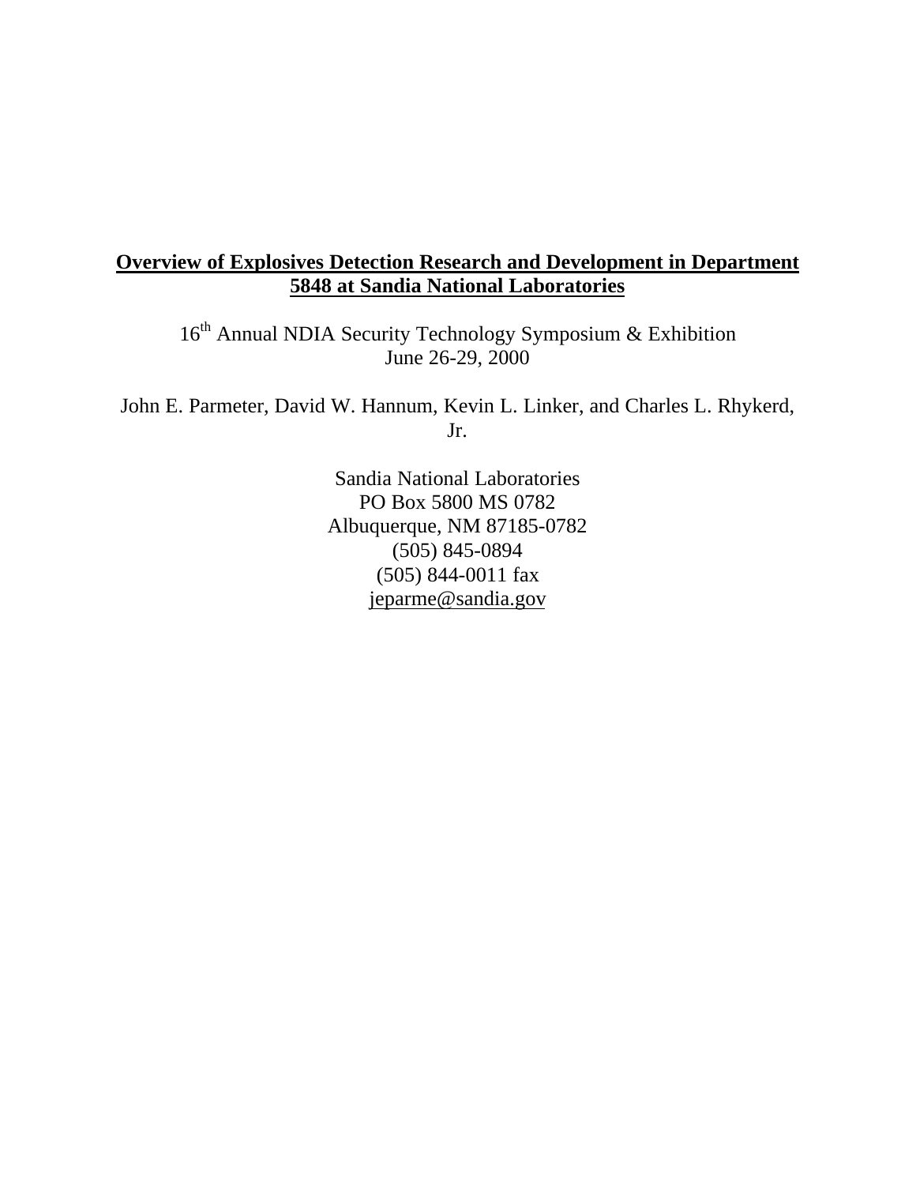# Overview of Explosives Detection Research and Development in Department 5848 at Sandia National Laboratories

16th Annual NDIA Security Technology Symposium & Exhibition
June 26-29, 2000

John E. Parmeter, David W. Hannum, Kevin L. Linker, and Charles L. Rhykerd, Jr.

Sandia National Laboratories
PO Box 5800 MS 0782
Albuquerque, NM 87185-0782
(505) 845-0894
(505) 844-0011 fax
jeparme@sandia.gov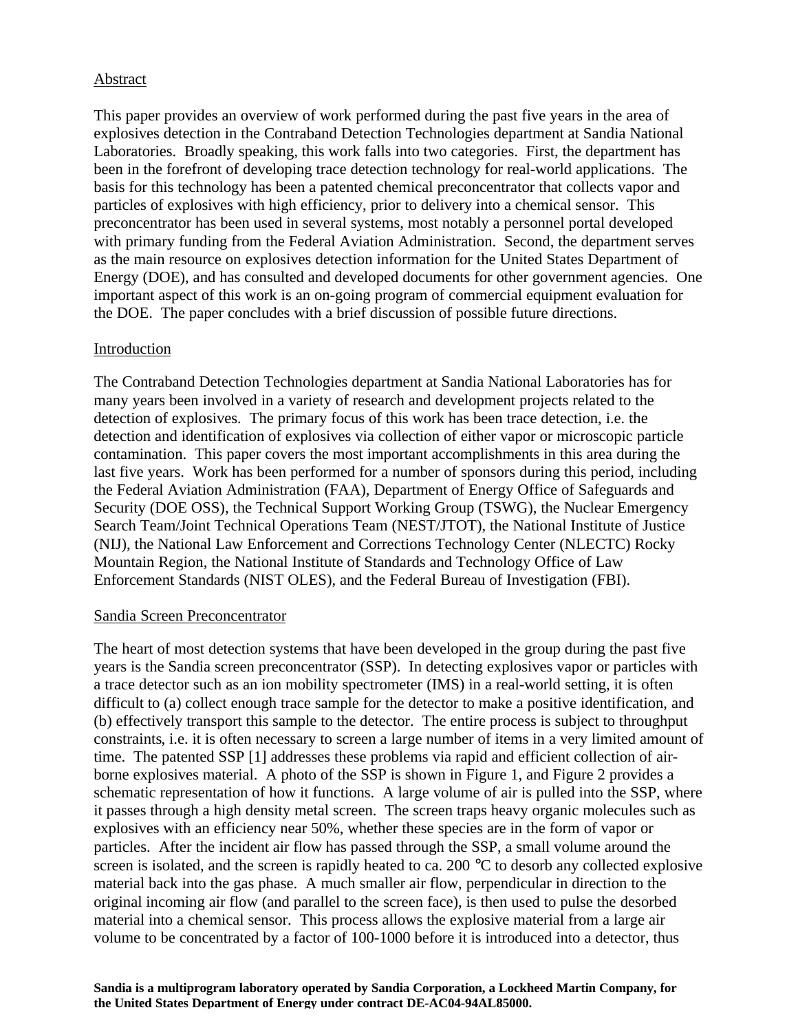## Abstract

This paper provides an overview of work performed during the past five years in the area of explosives detection in the Contraband Detection Technologies department at Sandia National Laboratories. Broadly speaking, this work falls into two categories. First, the department has been in the forefront of developing trace detection technology for real-world applications. The basis for this technology has been a patented chemical preconcentrator that collects vapor and particles of explosives with high efficiency, prior to delivery into a chemical sensor. This preconcentrator has been used in several systems, most notably a personnel portal developed with primary funding from the Federal Aviation Administration. Second, the department serves as the main resource on explosives detection information for the United States Department of Energy (DOE), and has consulted and developed documents for other government agencies. One important aspect of this work is an on-going program of commercial equipment evaluation for the DOE. The paper concludes with a brief discussion of possible future directions.

## Introduction

The Contraband Detection Technologies department at Sandia National Laboratories has for many years been involved in a variety of research and development projects related to the detection of explosives. The primary focus of this work has been trace detection, i.e. the detection and identification of explosives via collection of either vapor or microscopic particle contamination. This paper covers the most important accomplishments in this area during the last five years. Work has been performed for a number of sponsors during this period, including the Federal Aviation Administration (FAA), Department of Energy Office of Safeguards and Security (DOE OSS), the Technical Support Working Group (TSWG), the Nuclear Emergency Search Team/Joint Technical Operations Team (NEST/JTOT), the National Institute of Justice (NIJ), the National Law Enforcement and Corrections Technology Center (NLECTC) Rocky Mountain Region, the National Institute of Standards and Technology Office of Law Enforcement Standards (NIST OLES), and the Federal Bureau of Investigation (FBI).

## Sandia Screen Preconcentrator

The heart of most detection systems that have been developed in the group during the past five years is the Sandia screen preconcentrator (SSP). In detecting explosives vapor or particles with a trace detector such as an ion mobility spectrometer (IMS) in a real-world setting, it is often difficult to (a) collect enough trace sample for the detector to make a positive identification, and (b) effectively transport this sample to the detector. The entire process is subject to throughput constraints, i.e. it is often necessary to screen a large number of items in a very limited amount of time. The patented SSP [1] addresses these problems via rapid and efficient collection of air-borne explosives material. A photo of the SSP is shown in Figure 1, and Figure 2 provides a schematic representation of how it functions. A large volume of air is pulled into the SSP, where it passes through a high density metal screen. The screen traps heavy organic molecules such as explosives with an efficiency near 50%, whether these species are in the form of vapor or particles. After the incident air flow has passed through the SSP, a small volume around the screen is isolated, and the screen is rapidly heated to ca. 200 °C to desorb any collected explosive material back into the gas phase. A much smaller air flow, perpendicular in direction to the original incoming air flow (and parallel to the screen face), is then used to pulse the desorbed material into a chemical sensor. This process allows the explosive material from a large air volume to be concentrated by a factor of 100-1000 before it is introduced into a detector, thus

**Sandia is a multiprogram laboratory operated by Sandia Corporation, a Lockheed Martin Company, for the United States Department of Energy under contract DE-AC04-94AL85000.**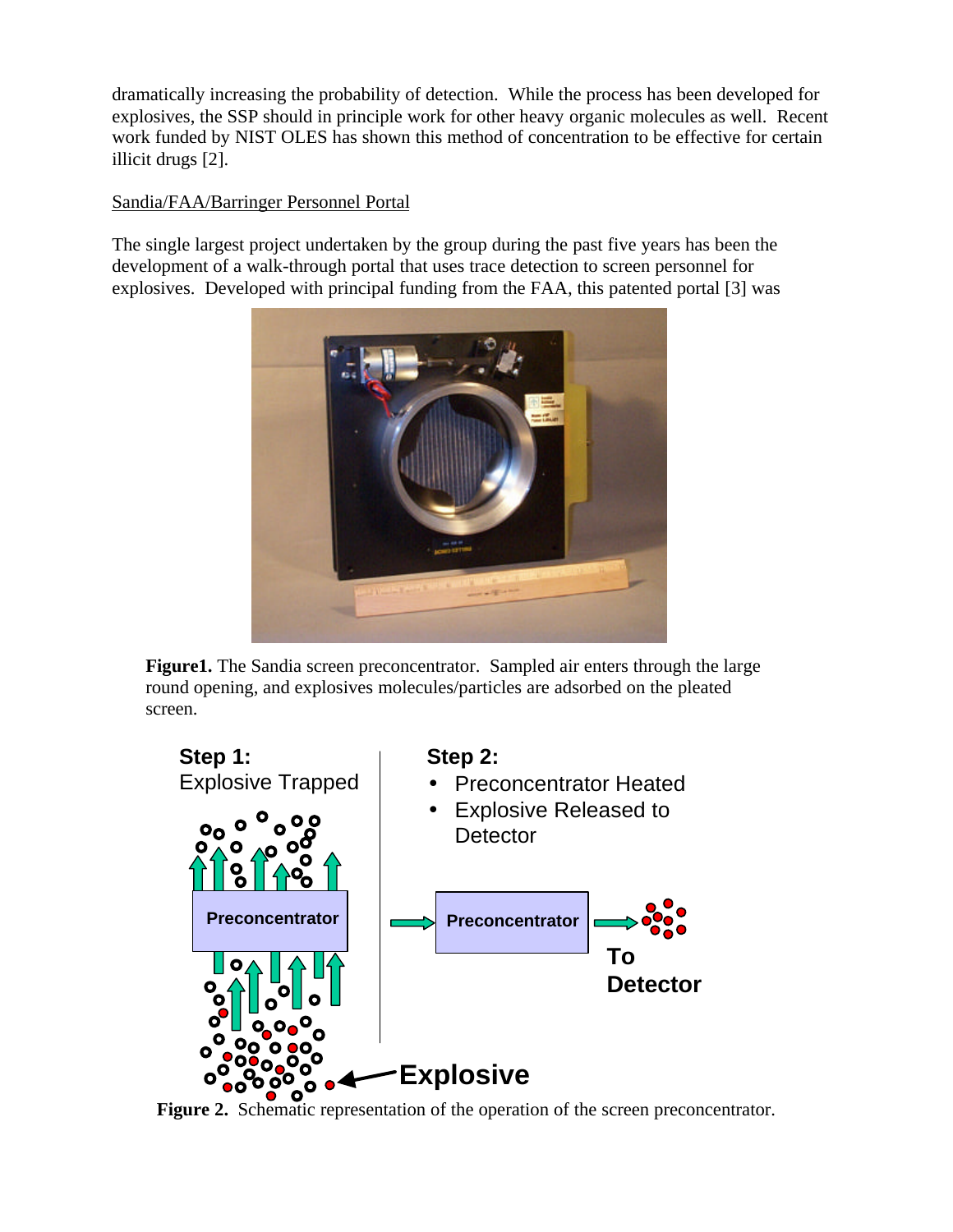dramatically increasing the probability of detection. While the process has been developed for explosives, the SSP should in principle work for other heavy organic molecules as well. Recent work funded by NIST OLES has shown this method of concentration to be effective for certain illicit drugs [2].

Sandia/FAA/Barringer Personnel Portal

The single largest project undertaken by the group during the past five years has been the development of a walk-through portal that uses trace detection to screen personnel for explosives. Developed with principal funding from the FAA, this patented portal [3] was

**Figure1.** The Sandia screen preconcentrator. Sampled air enters through the large round opening, and explosives molecules/particles are adsorbed on the pleated screen.

**Figure 2.** Schematic representation of the operation of the screen preconcentrator.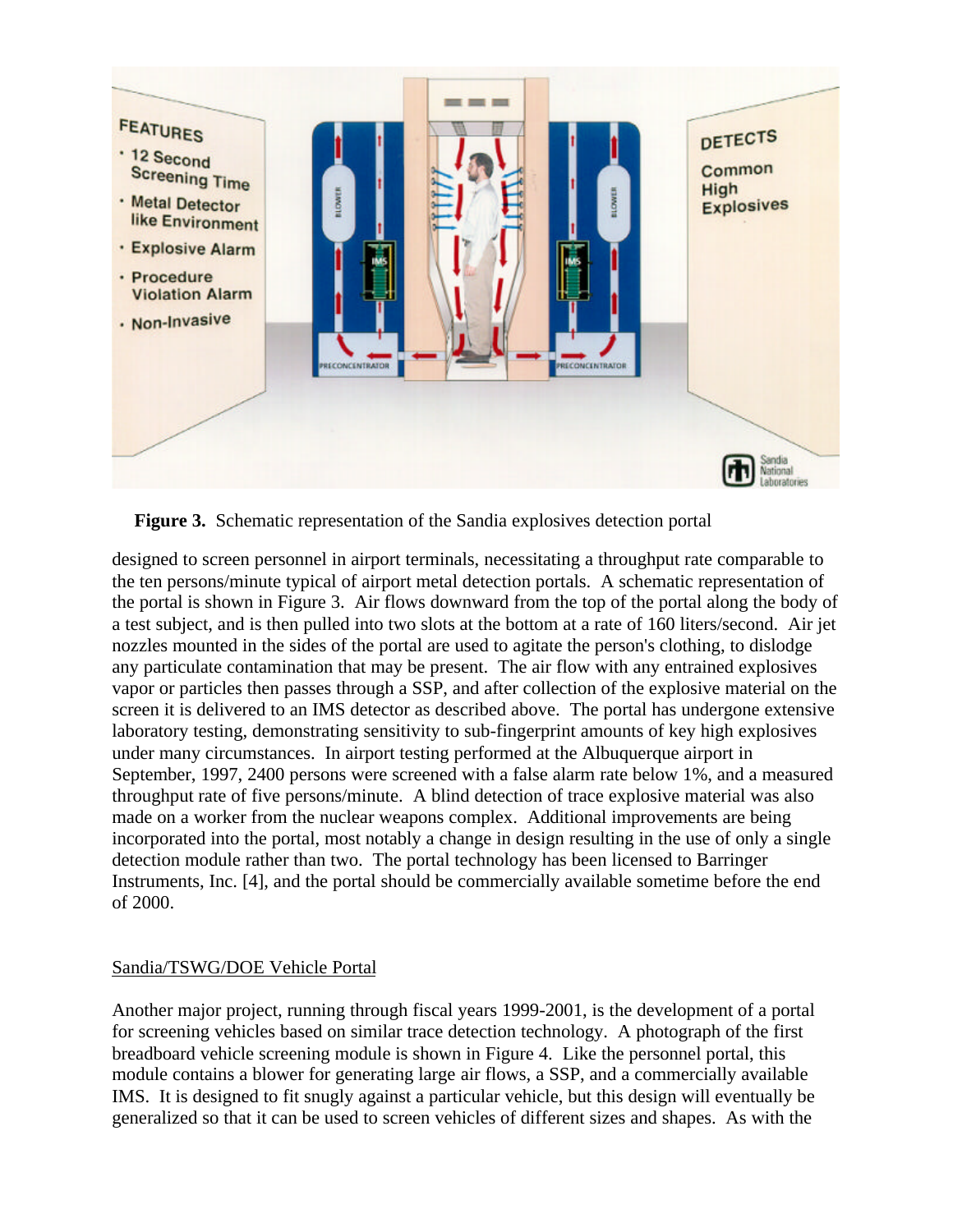**Figure 3.** Schematic representation of the Sandia explosives detection portal

designed to screen personnel in airport terminals, necessitating a throughput rate comparable to the ten persons/minute typical of airport metal detection portals. A schematic representation of the portal is shown in Figure 3. Air flows downward from the top of the portal along the body of a test subject, and is then pulled into two slots at the bottom at a rate of 160 liters/second. Air jet nozzles mounted in the sides of the portal are used to agitate the person's clothing, to dislodge any particulate contamination that may be present. The air flow with any entrained explosives vapor or particles then passes through a SSP, and after collection of the explosive material on the screen it is delivered to an IMS detector as described above. The portal has undergone extensive laboratory testing, demonstrating sensitivity to sub-fingerprint amounts of key high explosives under many circumstances. In airport testing performed at the Albuquerque airport in September, 1997, 2400 persons were screened with a false alarm rate below 1%, and a measured throughput rate of five persons/minute. A blind detection of trace explosive material was also made on a worker from the nuclear weapons complex. Additional improvements are being incorporated into the portal, most notably a change in design resulting in the use of only a single detection module rather than two. The portal technology has been licensed to Barringer Instruments, Inc. [4], and the portal should be commercially available sometime before the end of 2000.

## Sandia/TSWG/DOE Vehicle Portal

Another major project, running through fiscal years 1999-2001, is the development of a portal for screening vehicles based on similar trace detection technology. A photograph of the first breadboard vehicle screening module is shown in Figure 4. Like the personnel portal, this module contains a blower for generating large air flows, a SSP, and a commercially available IMS. It is designed to fit snugly against a particular vehicle, but this design will eventually be generalized so that it can be used to screen vehicles of different sizes and shapes. As with the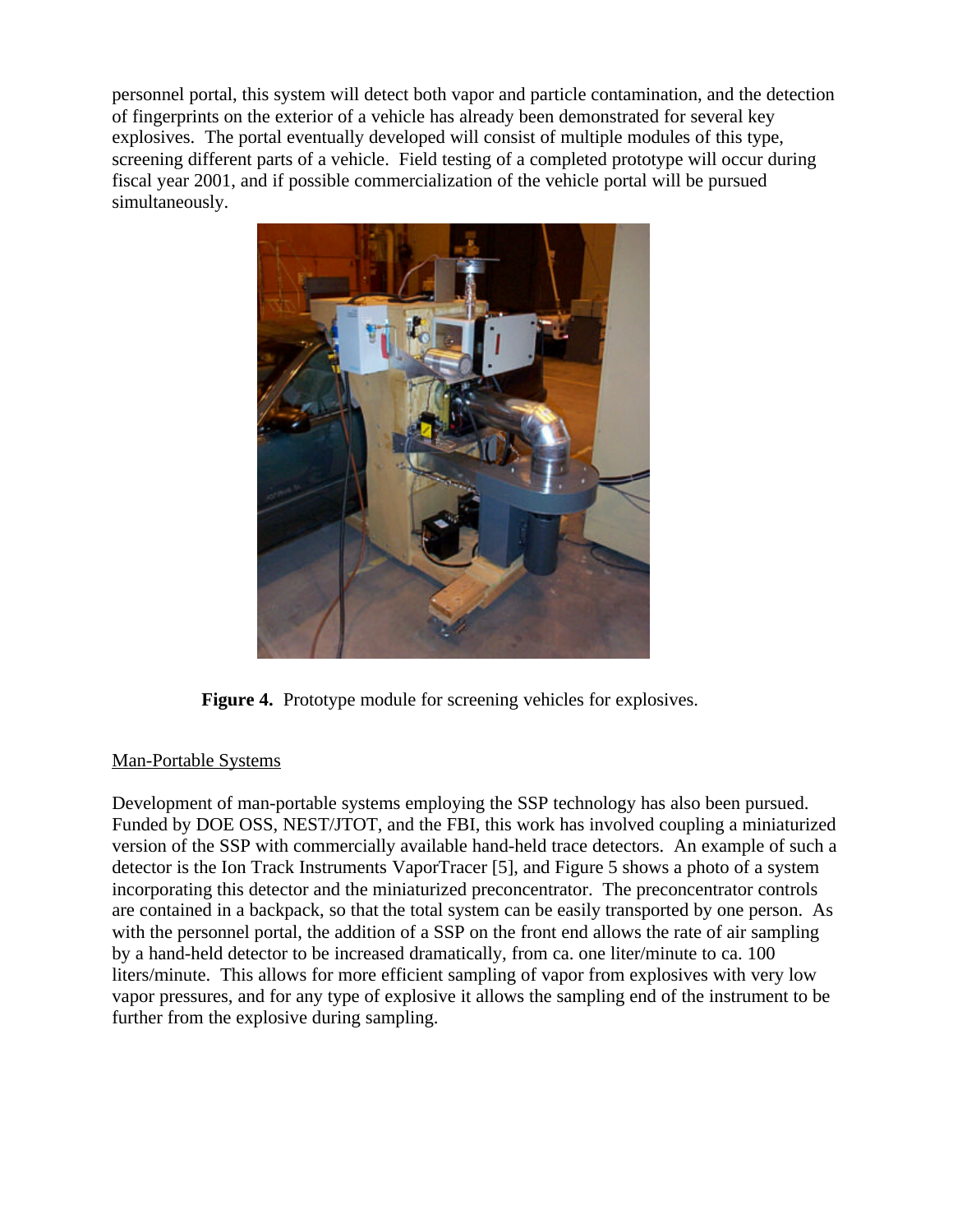personnel portal, this system will detect both vapor and particle contamination, and the detection of fingerprints on the exterior of a vehicle has already been demonstrated for several key explosives. The portal eventually developed will consist of multiple modules of this type, screening different parts of a vehicle. Field testing of a completed prototype will occur during fiscal year 2001, and if possible commercialization of the vehicle portal will be pursued simultaneously.

**Figure 4.** Prototype module for screening vehicles for explosives.

Man-Portable Systems

Development of man-portable systems employing the SSP technology has also been pursued. Funded by DOE OSS, NEST/JTOT, and the FBI, this work has involved coupling a miniaturized version of the SSP with commercially available hand-held trace detectors. An example of such a detector is the Ion Track Instruments VaporTracer [5], and Figure 5 shows a photo of a system incorporating this detector and the miniaturized preconcentrator. The preconcentrator controls are contained in a backpack, so that the total system can be easily transported by one person. As with the personnel portal, the addition of a SSP on the front end allows the rate of air sampling by a hand-held detector to be increased dramatically, from ca. one liter/minute to ca. 100 liters/minute. This allows for more efficient sampling of vapor from explosives with very low vapor pressures, and for any type of explosive it allows the sampling end of the instrument to be further from the explosive during sampling.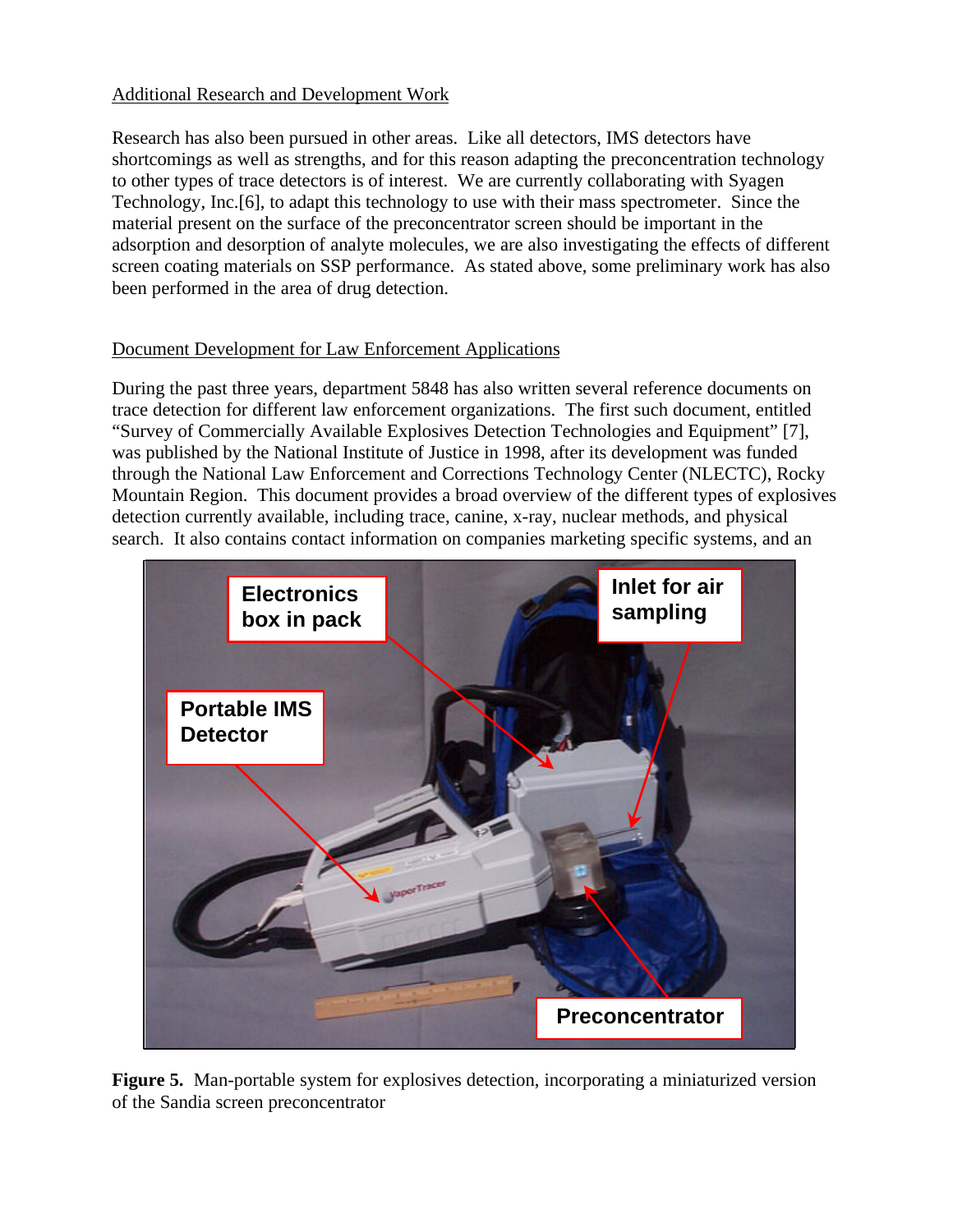## Additional Research and Development Work

Research has also been pursued in other areas. Like all detectors, IMS detectors have shortcomings as well as strengths, and for this reason adapting the preconcentration technology to other types of trace detectors is of interest. We are currently collaborating with Syagen Technology, Inc.[6], to adapt this technology to use with their mass spectrometer. Since the material present on the surface of the preconcentrator screen should be important in the adsorption and desorption of analyte molecules, we are also investigating the effects of different screen coating materials on SSP performance. As stated above, some preliminary work has also been performed in the area of drug detection.

## Document Development for Law Enforcement Applications

During the past three years, department 5848 has also written several reference documents on trace detection for different law enforcement organizations. The first such document, entitled "Survey of Commercially Available Explosives Detection Technologies and Equipment" [7], was published by the National Institute of Justice in 1998, after its development was funded through the National Law Enforcement and Corrections Technology Center (NLECTC), Rocky Mountain Region. This document provides a broad overview of the different types of explosives detection currently available, including trace, canine, x-ray, nuclear methods, and physical search. It also contains contact information on companies marketing specific systems, and an

**Figure 5.** Man-portable system for explosives detection, incorporating a miniaturized version of the Sandia screen preconcentrator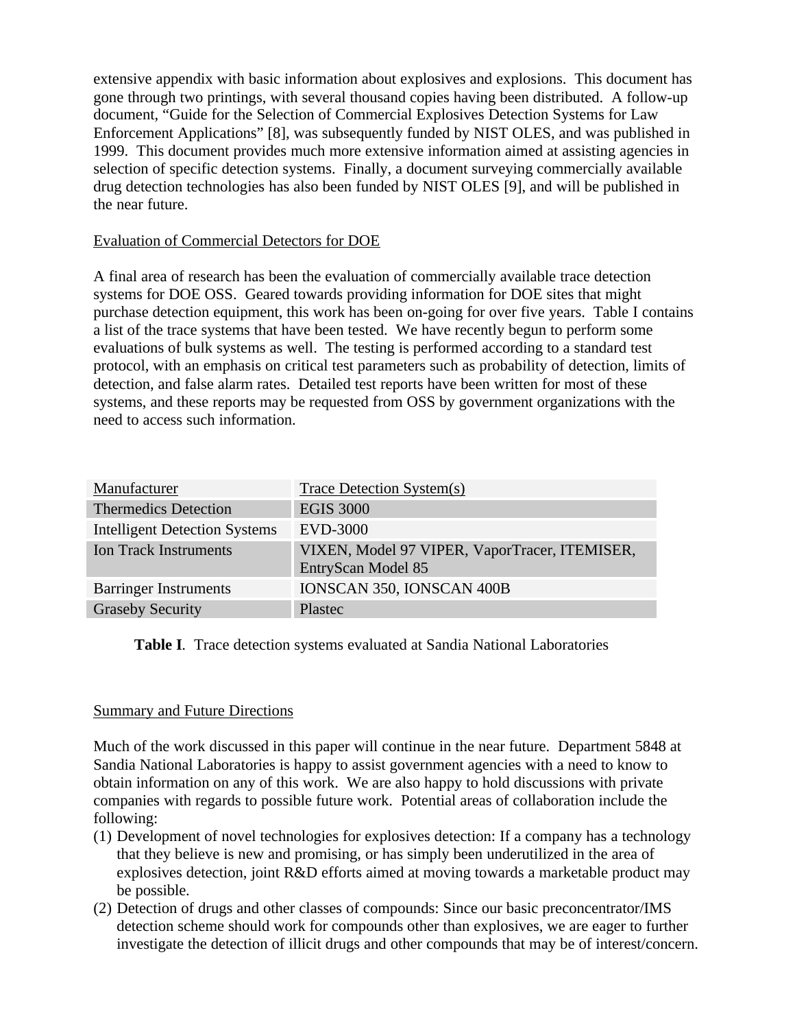extensive appendix with basic information about explosives and explosions. This document has gone through two printings, with several thousand copies having been distributed. A follow-up document, "Guide for the Selection of Commercial Explosives Detection Systems for Law Enforcement Applications" [8], was subsequently funded by NIST OLES, and was published in 1999. This document provides much more extensive information aimed at assisting agencies in selection of specific detection systems. Finally, a document surveying commercially available drug detection technologies has also been funded by NIST OLES [9], and will be published in the near future.

## Evaluation of Commercial Detectors for DOE

A final area of research has been the evaluation of commercially available trace detection systems for DOE OSS. Geared towards providing information for DOE sites that might purchase detection equipment, this work has been on-going for over five years. Table I contains a list of the trace systems that have been tested. We have recently begun to perform some evaluations of bulk systems as well. The testing is performed according to a standard test protocol, with an emphasis on critical test parameters such as probability of detection, limits of detection, and false alarm rates. Detailed test reports have been written for most of these systems, and these reports may be requested from OSS by government organizations with the need to access such information.

| Manufacturer | Trace Detection System(s) |
| --- | --- |
| Thermedics Detection | EGIS 3000 |
| Intelligent Detection Systems | EVD-3000 |
| Ion Track Instruments | VIXEN, Model 97 VIPER, VaporTracer, ITEMISER, EntryScan Model 85 |
| Barringer Instruments | IONSCAN 350, IONSCAN 400B |
| Graseby Security | Plastec |

**Table I**. Trace detection systems evaluated at Sandia National Laboratories

## Summary and Future Directions

Much of the work discussed in this paper will continue in the near future. Department 5848 at Sandia National Laboratories is happy to assist government agencies with a need to know to obtain information on any of this work. We are also happy to hold discussions with private companies with regards to possible future work. Potential areas of collaboration include the following:

(1) Development of novel technologies for explosives detection: If a company has a technology that they believe is new and promising, or has simply been underutilized in the area of explosives detection, joint R&D efforts aimed at moving towards a marketable product may be possible.

(2) Detection of drugs and other classes of compounds: Since our basic preconcentrator/IMS detection scheme should work for compounds other than explosives, we are eager to further investigate the detection of illicit drugs and other compounds that may be of interest/concern.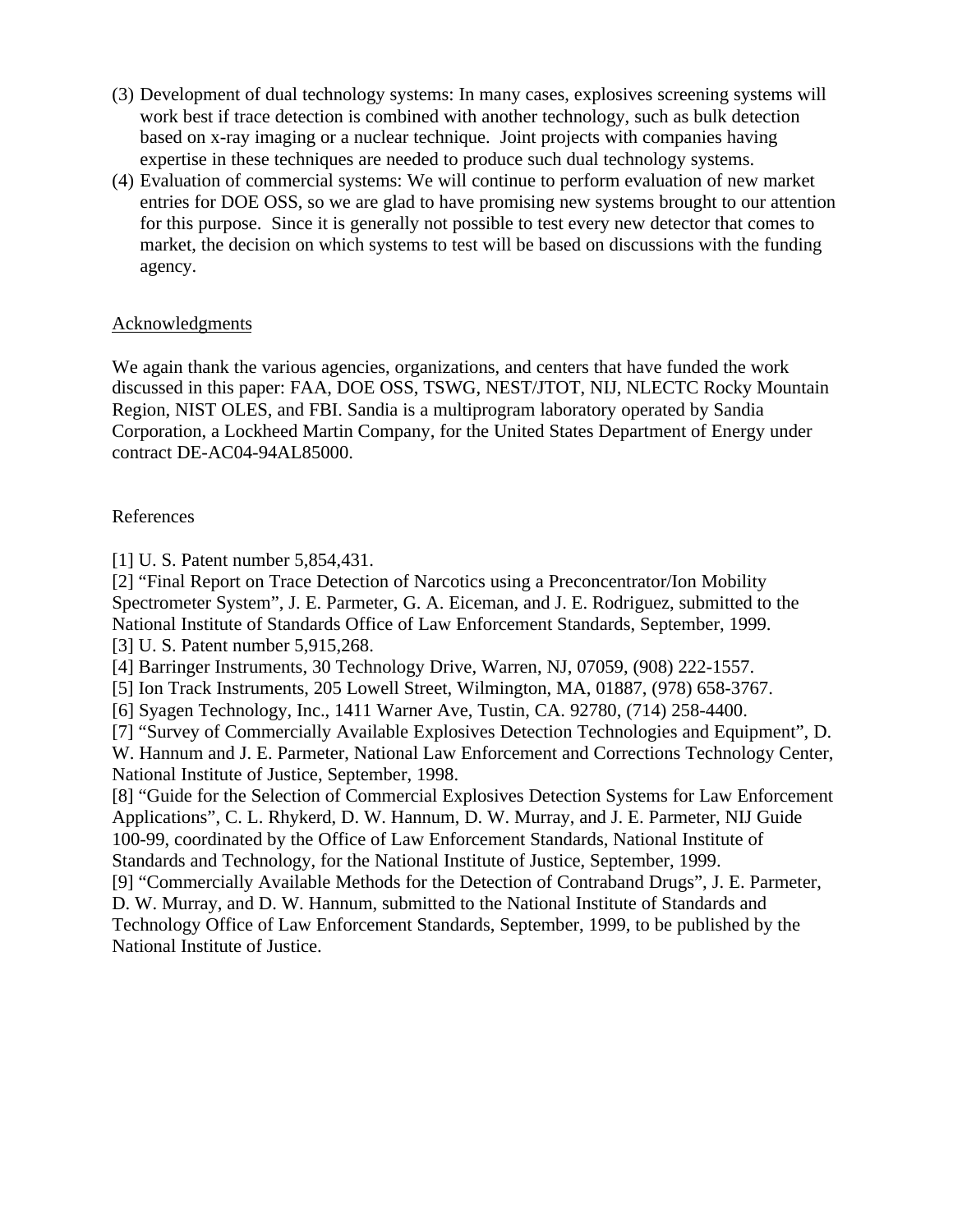(3) Development of dual technology systems: In many cases, explosives screening systems will work best if trace detection is combined with another technology, such as bulk detection based on x-ray imaging or a nuclear technique. Joint projects with companies having expertise in these techniques are needed to produce such dual technology systems.

(4) Evaluation of commercial systems: We will continue to perform evaluation of new market entries for DOE OSS, so we are glad to have promising new systems brought to our attention for this purpose. Since it is generally not possible to test every new detector that comes to market, the decision on which systems to test will be based on discussions with the funding agency.

## Acknowledgments

We again thank the various agencies, organizations, and centers that have funded the work discussed in this paper: FAA, DOE OSS, TSWG, NEST/JTOT, NIJ, NLECTC Rocky Mountain Region, NIST OLES, and FBI. Sandia is a multiprogram laboratory operated by Sandia Corporation, a Lockheed Martin Company, for the United States Department of Energy under contract DE-AC04-94AL85000.

## References

[1] U. S. Patent number 5,854,431.

[2] "Final Report on Trace Detection of Narcotics using a Preconcentrator/Ion Mobility Spectrometer System", J. E. Parmeter, G. A. Eiceman, and J. E. Rodriguez, submitted to the National Institute of Standards Office of Law Enforcement Standards, September, 1999.

[3] U. S. Patent number 5,915,268.

[4] Barringer Instruments, 30 Technology Drive, Warren, NJ, 07059, (908) 222-1557.

[5] Ion Track Instruments, 205 Lowell Street, Wilmington, MA, 01887, (978) 658-3767.

[6] Syagen Technology, Inc., 1411 Warner Ave, Tustin, CA. 92780, (714) 258-4400.

[7] "Survey of Commercially Available Explosives Detection Technologies and Equipment", D. W. Hannum and J. E. Parmeter, National Law Enforcement and Corrections Technology Center, National Institute of Justice, September, 1998.

[8] "Guide for the Selection of Commercial Explosives Detection Systems for Law Enforcement Applications", C. L. Rhykerd, D. W. Hannum, D. W. Murray, and J. E. Parmeter, NIJ Guide 100-99, coordinated by the Office of Law Enforcement Standards, National Institute of Standards and Technology, for the National Institute of Justice, September, 1999.

[9] "Commercially Available Methods for the Detection of Contraband Drugs", J. E. Parmeter, D. W. Murray, and D. W. Hannum, submitted to the National Institute of Standards and Technology Office of Law Enforcement Standards, September, 1999, to be published by the National Institute of Justice.